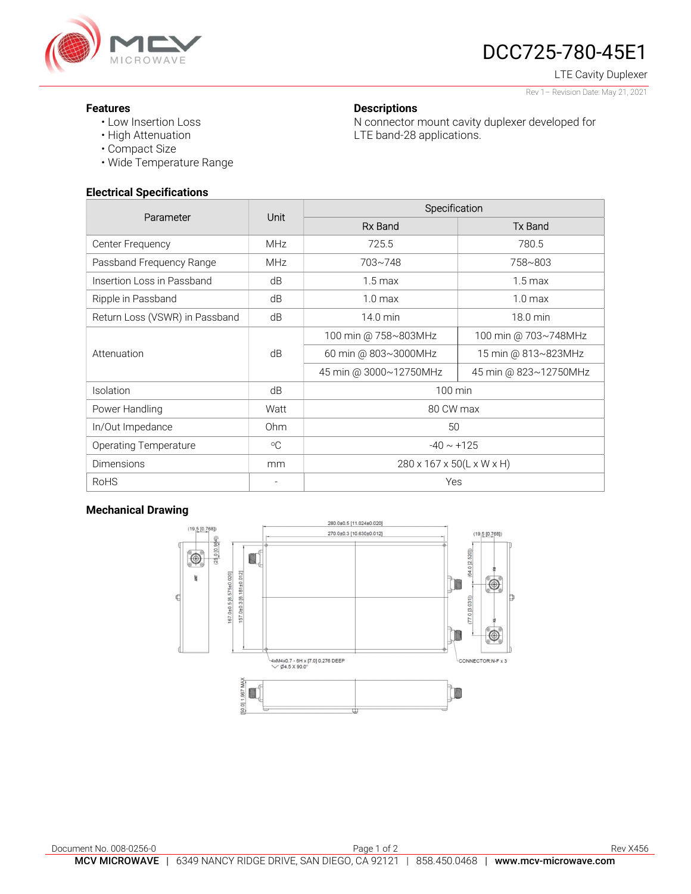# DCC725-780-45E1

LTE Cavity Duplexer

Rev 1– Revision Date: May 21, 2021

## Features

- Low Insertion Loss
- High Attenuation
- Compact Size
- Wide Temperature Range

## Descriptions

N connector mount cavity duplexer developed for LTE band-28 applications.

## Electrical Specifications

| Parameter | Unit | Specification | |
|---|---|---|---|
| | | Rx Band | Tx Band |
| Center Frequency | MHz | 725.5 | 780.5 |
| Passband Frequency Range | MHz | 703~748 | 758~803 |
| Insertion Loss in Passband | dB | 1.5 max | 1.5 max |
| Ripple in Passband | dB | 1.0 max | 1.0 max |
| Return Loss (VSWR) in Passband | dB | 14.0 min | 18.0 min |
| Attenuation | dB | 100 min @ 758~803MHz | 100 min @ 703~748MHz |
| | | 60 min @ 803~3000MHz | 15 min @ 813~823MHz |
| | | 45 min @ 3000~12750MHz | 45 min @ 823~12750MHz |
| Isolation | dB | 100 min | |
| Power Handling | Watt | 80 CW max | |
| In/Out Impedance | Ohm | 50 | |
| Operating Temperature | °C | -40 ~ +125 | |
| Dimensions | mm | 280 x 167 x 50(L x W x H) | |
| RoHS | - | Yes | |

## Mechanical Drawing

280.0±0.5 [11.024±0.020]
270.0±0.3 [10.630±0.012]
(19.5 [0.768])
(25.0 [0.984])
167.0±0.5 [6.575±0.020]
157.0±0.3 [6.181±0.012]
(64.0 [2.520])
(77.0 [3.031])
4xM4x0.7 - 6H x [7.0] 0.276 DEEP
⌵ Ø4.5 X 90.0°
CONNECTOR:N-F x 3
[50.0] 1.967 MAX

Document No. 008-0256-0

Rev X456

MCV MICROWAVE | 6349 NANCY RIDGE DRIVE, SAN DIEGO, CA 92121 | 858.450.0468 | www.mcv-microwave.com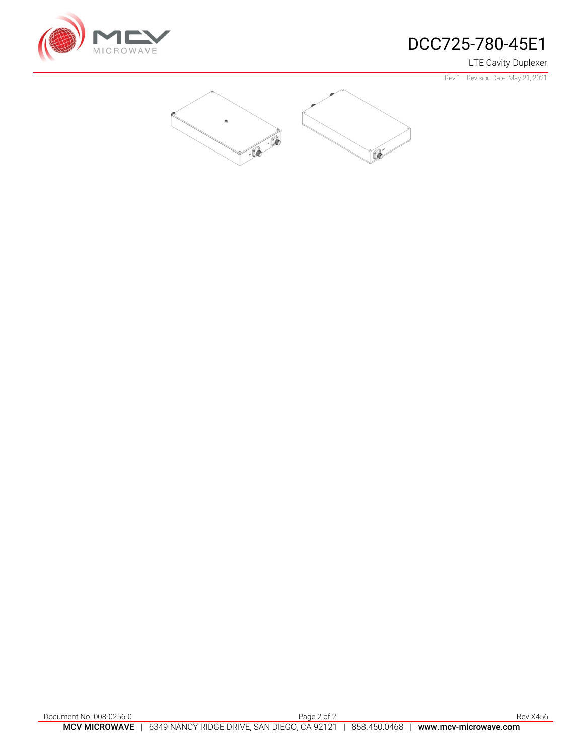# DCC725-780-45E1

LTE Cavity Duplexer

Rev 1– Revision Date: May 21, 2021